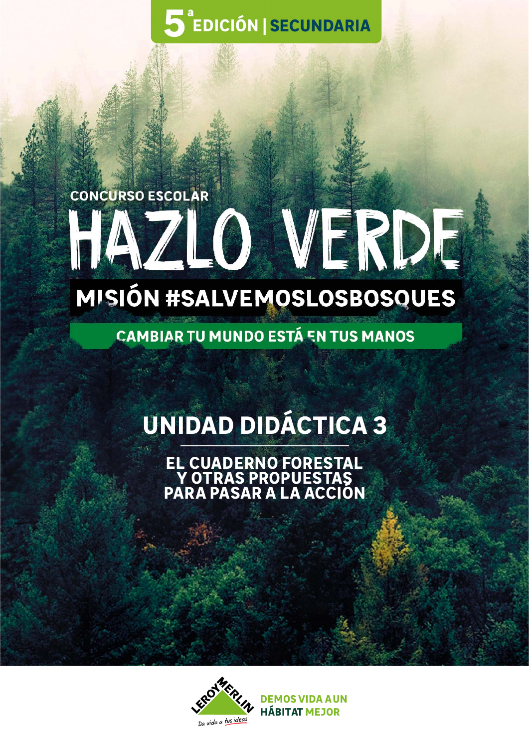5ª EDICIÓN | SECUNDARIA

CONCURSO ESCOLAR

# HAZLO VERDE

## MISIÓN #SALVEMOSLOSBOSQUES

CAMBIAR TU MUNDO ESTÁ EN TUS MANOS

## UNIDAD DIDÁCTICA 3

### EL CUADERNO FORESTAL Y OTRAS PROPUESTAS PARA PASAR A LA ACCIÓN

LEROY MERLIN
Da vida a tus ideas

DEMOS VIDA A UN HÁBITAT MEJOR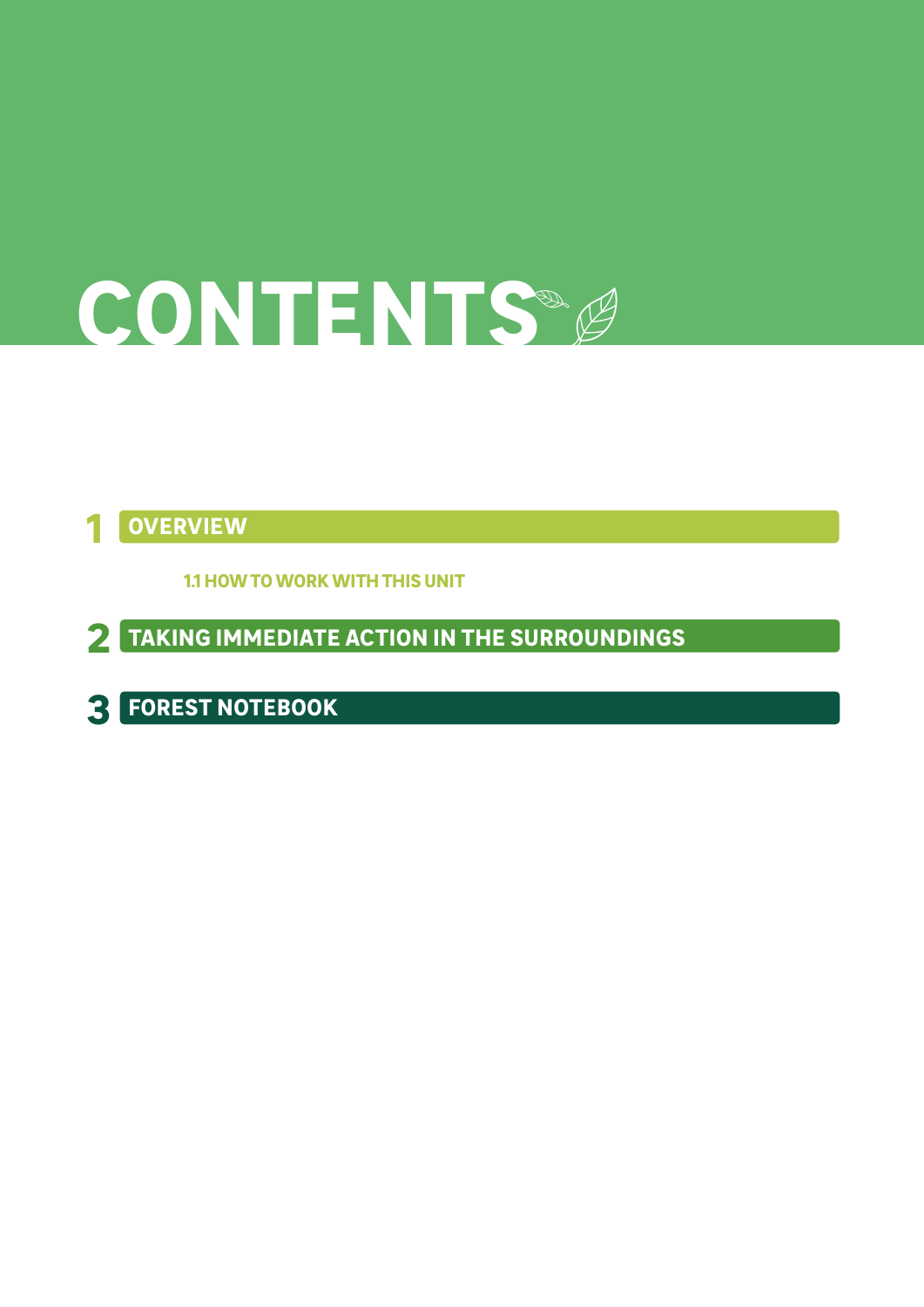# CONTENTS

## 1 OVERVIEW

### 1.1 HOW TO WORK WITH THIS UNIT

## 2 TAKING IMMEDIATE ACTION IN THE SURROUNDINGS

## 3 FOREST NOTEBOOK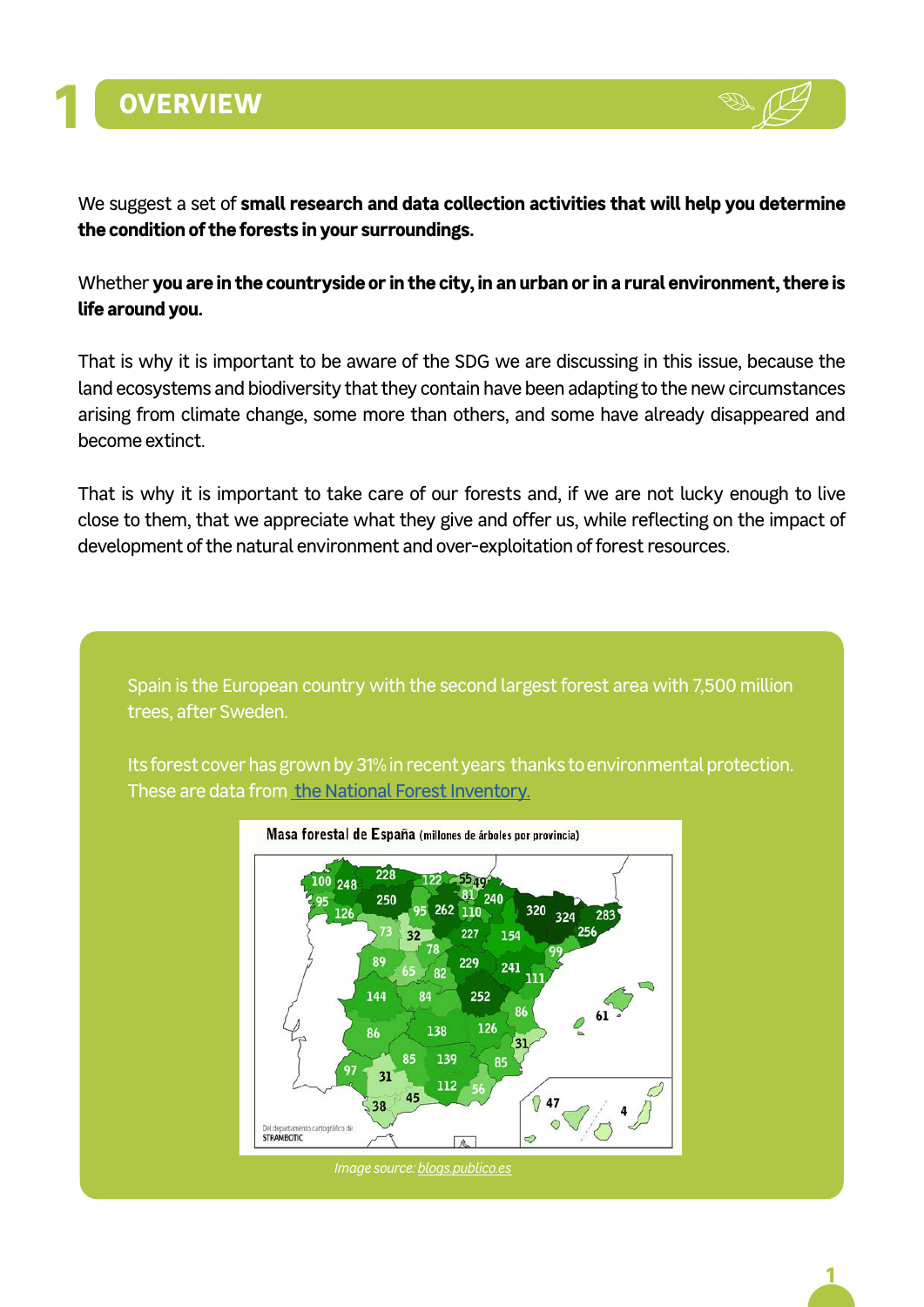# 1 OVERVIEW

We suggest a set of **small research and data collection activities that will help you determine the condition of the forests in your surroundings.**

Whether **you are in the countryside or in the city, in an urban or in a rural environment, there is life around you.**

That is why it is important to be aware of the SDG we are discussing in this issue, because the land ecosystems and biodiversity that they contain have been adapting to the new circumstances arising from climate change, some more than others, and some have already disappeared and become extinct.

That is why it is important to take care of our forests and, if we are not lucky enough to live close to them, that we appreciate what they give and offer us, while reflecting on the impact of development of the natural environment and over-exploitation of forest resources.

Spain is the European country with the second largest forest area with 7,500 million trees, after Sweden.

Its forest cover has grown by 31% in recent years thanks to environmental protection. These are data from the National Forest Inventory.

*Image source: blogs.publico.es*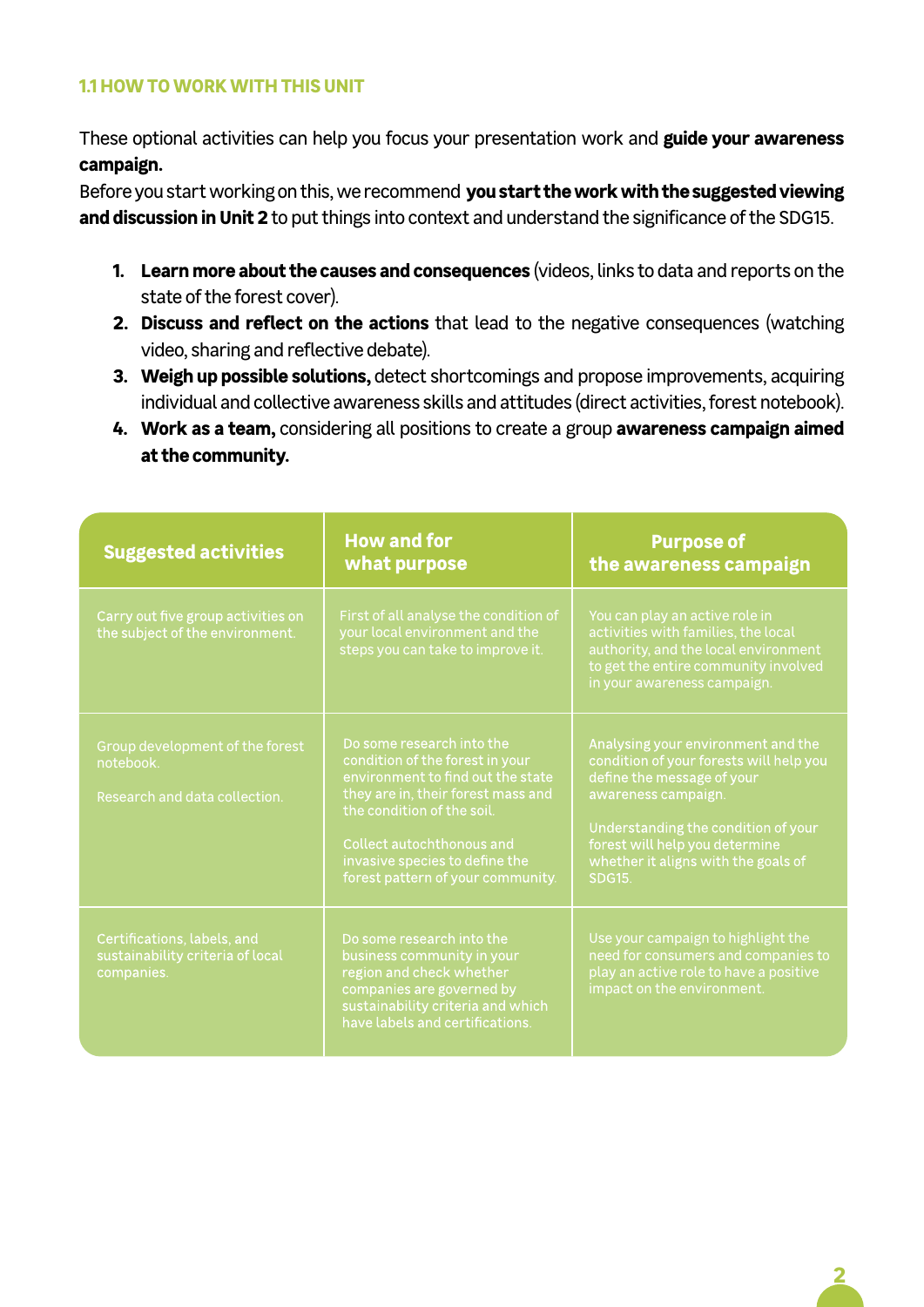### 1.1 HOW TO WORK WITH THIS UNIT

These optional activities can help you focus your presentation work and **guide your awareness campaign.**
Before you start working on this, we recommend **you start the work with the suggested viewing and discussion in Unit 2** to put things into context and understand the significance of the SDG15.

1. **Learn more about the causes and consequences** (videos, links to data and reports on the state of the forest cover).
2. **Discuss and reflect on the actions** that lead to the negative consequences (watching video, sharing and reflective debate).
3. **Weigh up possible solutions,** detect shortcomings and propose improvements, acquiring individual and collective awareness skills and attitudes (direct activities, forest notebook).
4. **Work as a team,** considering all positions to create a group **awareness campaign aimed at the community.**

| Suggested activities | How and for what purpose | Purpose of the awareness campaign |
|---|---|---|
| Carry out five group activities on the subject of the environment. | First of all analyse the condition of your local environment and the steps you can take to improve it. | You can play an active role in activities with families, the local authority, and the local environment to get the entire community involved in your awareness campaign. |
| Group development of the forest notebook.<br><br>Research and data collection. | Do some research into the condition of the forest in your environment to find out the state they are in, their forest mass and the condition of the soil.<br><br>Collect autochthonous and invasive species to define the forest pattern of your community. | Analysing your environment and the condition of your forests will help you define the message of your awareness campaign.<br><br>Understanding the condition of your forest will help you determine whether it aligns with the goals of SDG15. |
| Certifications, labels, and sustainability criteria of local companies. | Do some research into the business community in your region and check whether companies are governed by sustainability criteria and which have labels and certifications. | Use your campaign to highlight the need for consumers and companies to play an active role to have a positive impact on the environment. |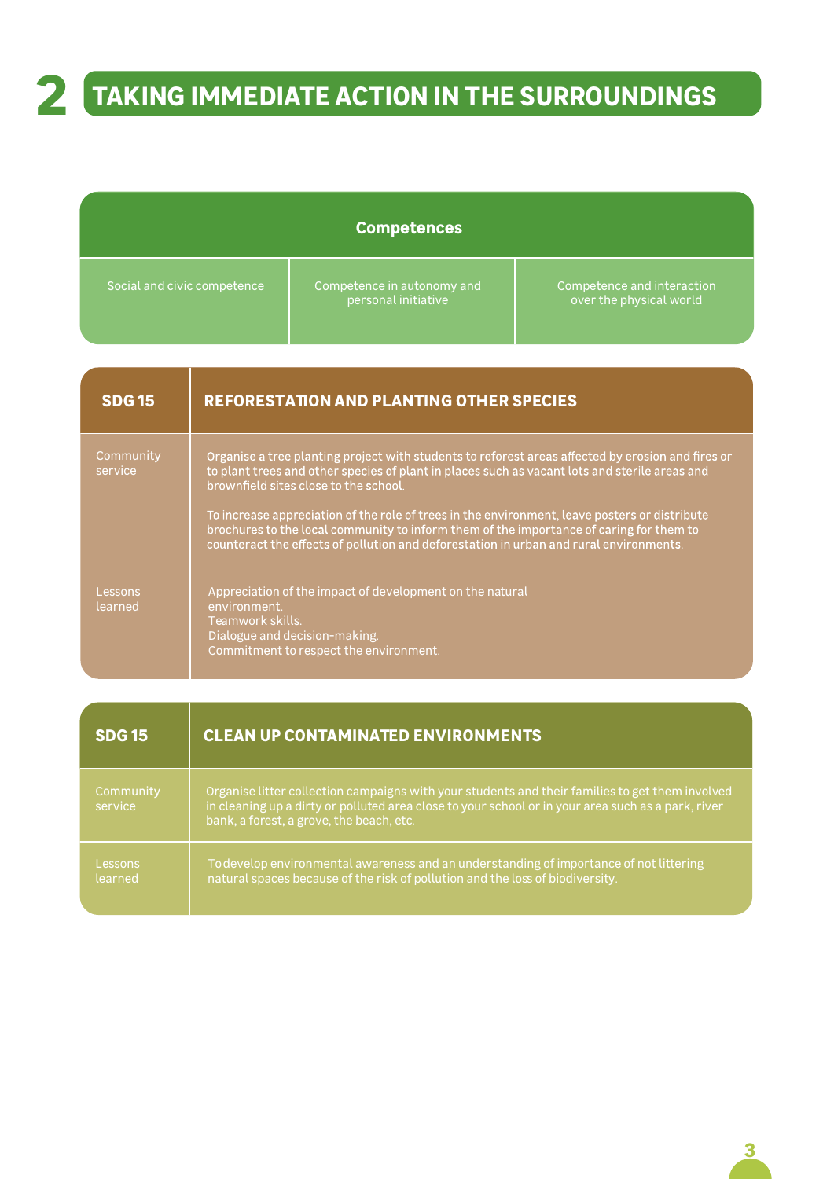# 2 TAKING IMMEDIATE ACTION IN THE SURROUNDINGS

| Competences | | |
|---|---|---|
| Social and civic competence | Competence in autonomy and personal initiative | Competence and interaction over the physical world |

| SDG 15 | REFORESTATION AND PLANTING OTHER SPECIES |
|---|---|
| Community service | Organise a tree planting project with students to reforest areas affected by erosion and fires or to plant trees and other species of plant in places such as vacant lots and sterile areas and brownfield sites close to the school.<br><br>To increase appreciation of the role of trees in the environment, leave posters or distribute brochures to the local community to inform them of the importance of caring for them to counteract the effects of pollution and deforestation in urban and rural environments. |
| Lessons learned | Appreciation of the impact of development on the natural environment.<br>Teamwork skills.<br>Dialogue and decision-making.<br>Commitment to respect the environment. |

| SDG 15 | CLEAN UP CONTAMINATED ENVIRONMENTS |
|---|---|
| Community service | Organise litter collection campaigns with your students and their families to get them involved in cleaning up a dirty or polluted area close to your school or in your area such as a park, river bank, a forest, a grove, the beach, etc. |
| Lessons learned | To develop environmental awareness and an understanding of importance of not littering natural spaces because of the risk of pollution and the loss of biodiversity. |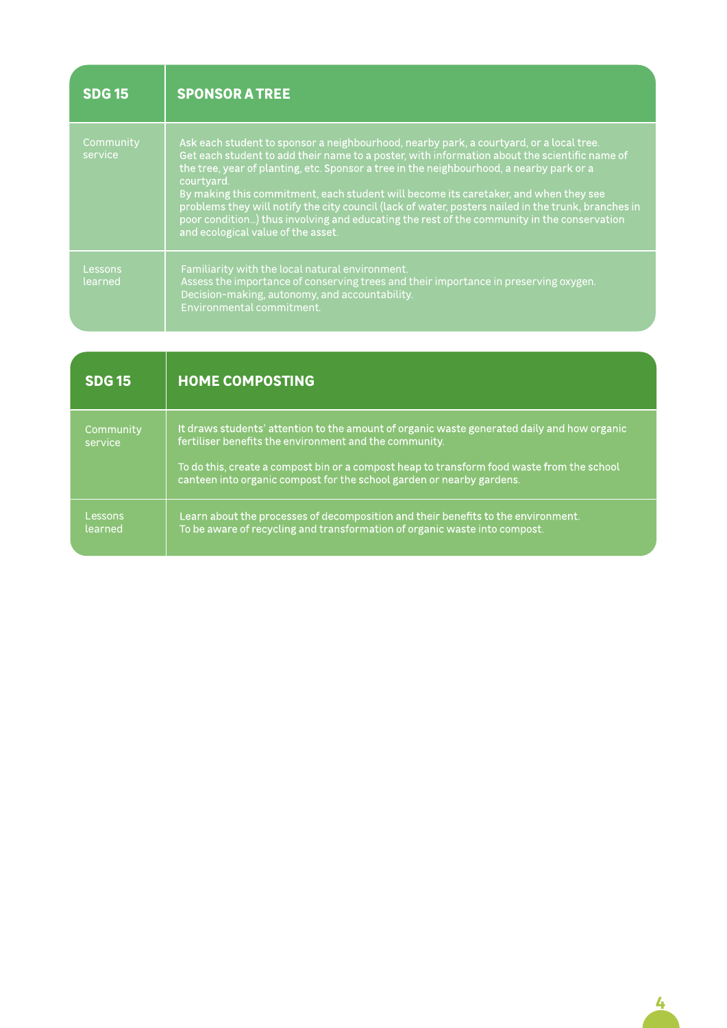| SDG 15 | SPONSOR A TREE |
| --- | --- |
| Community service | Ask each student to sponsor a neighbourhood, nearby park, a courtyard, or a local tree.<br>Get each student to add their name to a poster, with information about the scientific name of the tree, year of planting, etc. Sponsor a tree in the neighbourhood, a nearby park or a courtyard.<br>By making this commitment, each student will become its caretaker, and when they see problems they will notify the city council (lack of water, posters nailed in the trunk, branches in poor condition...) thus involving and educating the rest of the community in the conservation and ecological value of the asset. |
| Lessons learned | Familiarity with the local natural environment.<br>Assess the importance of conserving trees and their importance in preserving oxygen.<br>Decision-making, autonomy, and accountability.<br>Environmental commitment. |

| SDG 15 | HOME COMPOSTING |
| --- | --- |
| Community service | It draws students' attention to the amount of organic waste generated daily and how organic fertiliser benefits the environment and the community.<br><br>To do this, create a compost bin or a compost heap to transform food waste from the school canteen into organic compost for the school garden or nearby gardens. |
| Lessons learned | Learn about the processes of decomposition and their benefits to the environment.<br>To be aware of recycling and transformation of organic waste into compost. |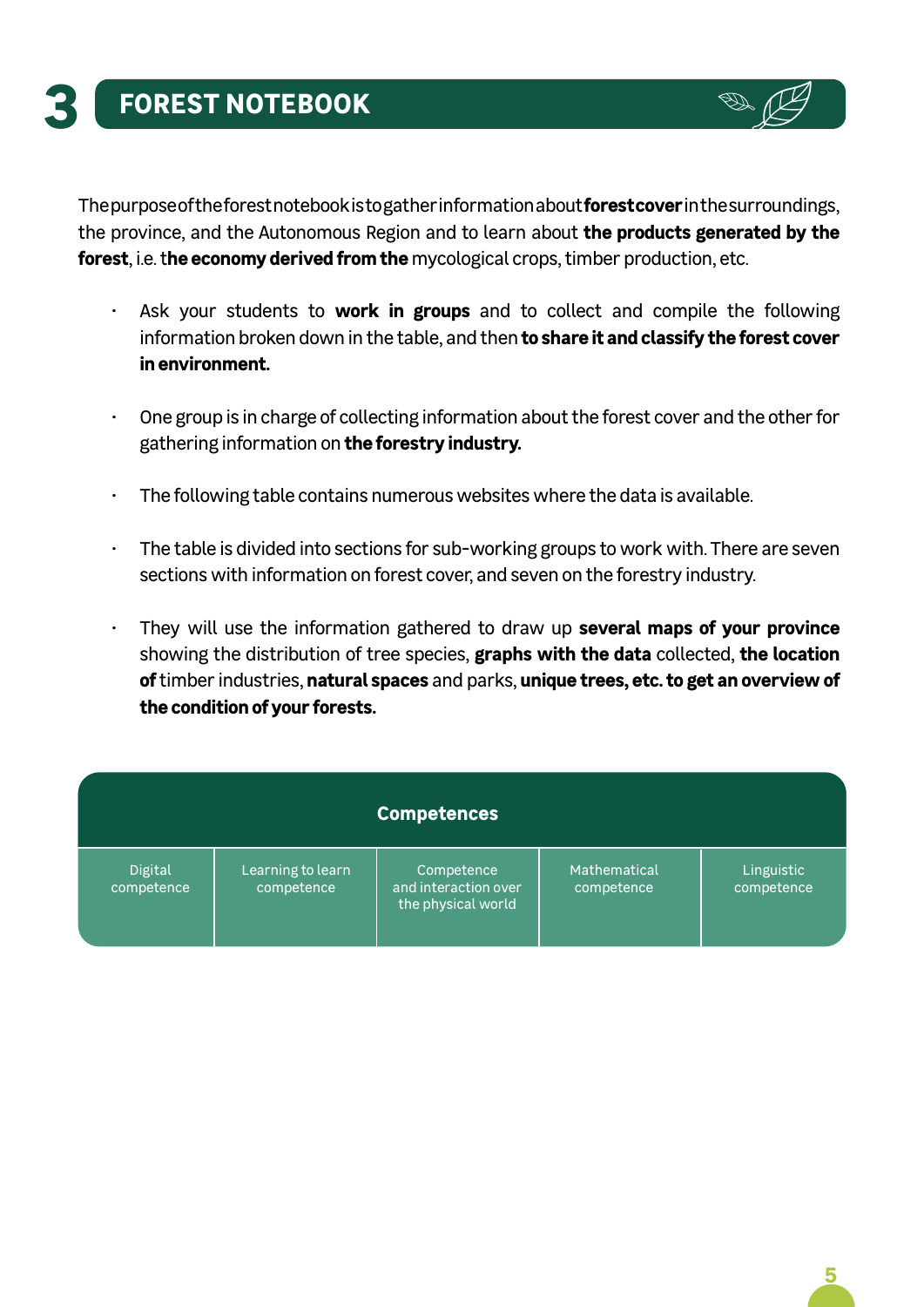# 3 FOREST NOTEBOOK

The purpose of the forest notebook is to gather information about **forest cover** in the surroundings, the province, and the Autonomous Region and to learn about **the products generated by the forest**, i.e. t**he economy derived from the** mycological crops, timber production, etc.

- Ask your students to **work in groups** and to collect and compile the following information broken down in the table, and then **to share it and classify the forest cover in environment.**
- One group is in charge of collecting information about the forest cover and the other for gathering information on **the forestry industry.**
- The following table contains numerous websites where the data is available.
- The table is divided into sections for sub-working groups to work with. There are seven sections with information on forest cover, and seven on the forestry industry.
- They will use the information gathered to draw up **several maps of your province** showing the distribution of tree species, **graphs with the data** collected, **the location of** timber industries, **natural spaces** and parks, **unique trees, etc. to get an overview of the condition of your forests.**

| Competences | | | | |
|---|---|---|---|---|
| Digital competence | Learning to learn competence | Competence and interaction over the physical world | Mathematical competence | Linguistic competence |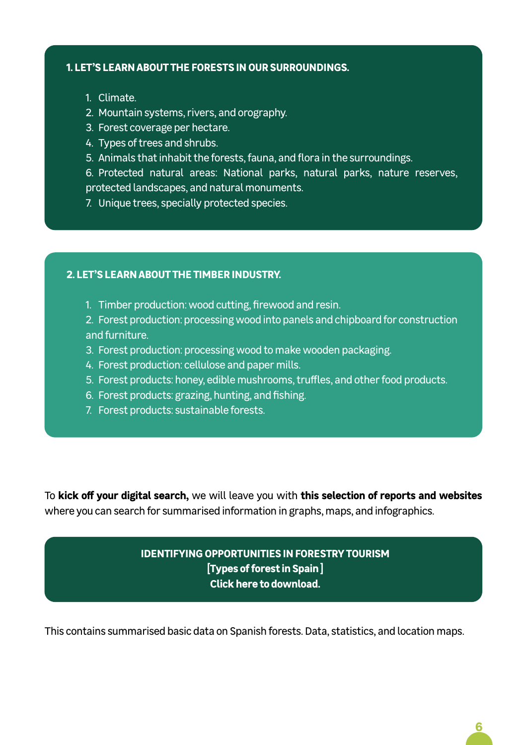## 1. LET'S LEARN ABOUT THE FORESTS IN OUR SURROUNDINGS.

1. Climate.
2. Mountain systems, rivers, and orography.
3. Forest coverage per hectare.
4. Types of trees and shrubs.
5. Animals that inhabit the forests, fauna, and flora in the surroundings.
6. Protected natural areas: National parks, natural parks, nature reserves, protected landscapes, and natural monuments.
7. Unique trees, specially protected species.

## 2. LET'S LEARN ABOUT THE TIMBER INDUSTRY.

1. Timber production: wood cutting, firewood and resin.
2. Forest production: processing wood into panels and chipboard for construction and furniture.
3. Forest production: processing wood to make wooden packaging.
4. Forest production: cellulose and paper mills.
5. Forest products: honey, edible mushrooms, truffles, and other food products.
6. Forest products: grazing, hunting, and fishing.
7. Forest products: sustainable forests.

To **kick off your digital search,** we will leave you with **this selection of reports and websites** where you can search for summarised information in graphs, maps, and infographics.

**IDENTIFYING OPPORTUNITIES IN FORESTRY TOURISM**
**[Types of forest in Spain ]**
**Click here to download.**

This contains summarised basic data on Spanish forests. Data, statistics, and location maps.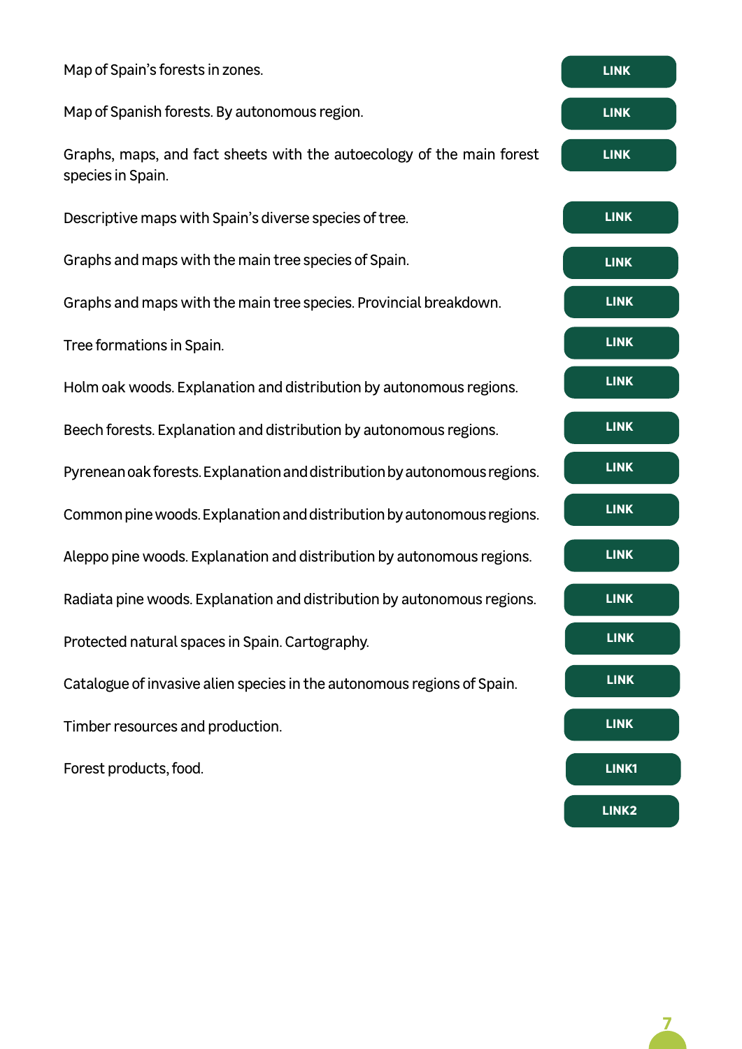Map of Spain's forests in zones. LINK

Map of Spanish forests. By autonomous region. LINK

Graphs, maps, and fact sheets with the autoecology of the main forest species in Spain. LINK

Descriptive maps with Spain's diverse species of tree. LINK

Graphs and maps with the main tree species of Spain. LINK

Graphs and maps with the main tree species. Provincial breakdown. LINK

Tree formations in Spain. LINK

Holm oak woods. Explanation and distribution by autonomous regions. LINK

Beech forests. Explanation and distribution by autonomous regions. LINK

Pyrenean oak forests. Explanation and distribution by autonomous regions. LINK

Common pine woods. Explanation and distribution by autonomous regions. LINK

Aleppo pine woods. Explanation and distribution by autonomous regions. LINK

Radiata pine woods. Explanation and distribution by autonomous regions. LINK

Protected natural spaces in Spain. Cartography. LINK

Catalogue of invasive alien species in the autonomous regions of Spain. LINK

Timber resources and production. LINK

Forest products, food. LINK1 LINK2